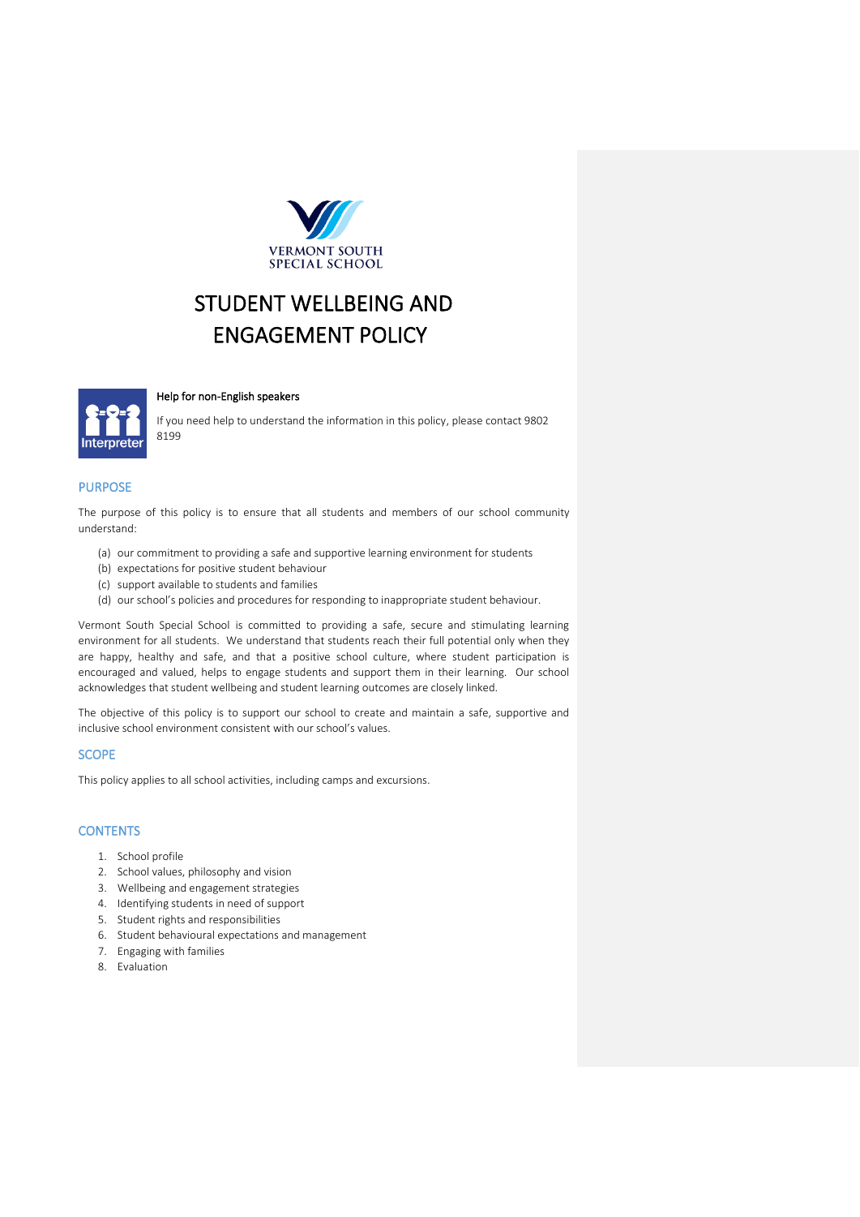VERMONT SOUTH
SPECIAL SCHOOL

# STUDENT WELLBEING AND ENGAGEMENT POLICY

**Help for non-English speakers**

If you need help to understand the information in this policy, please contact 9802 8199

## PURPOSE

The purpose of this policy is to ensure that all students and members of our school community understand:

(a) our commitment to providing a safe and supportive learning environment for students
(b) expectations for positive student behaviour
(c) support available to students and families
(d) our school's policies and procedures for responding to inappropriate student behaviour.

Vermont South Special School is committed to providing a safe, secure and stimulating learning environment for all students. We understand that students reach their full potential only when they are happy, healthy and safe, and that a positive school culture, where student participation is encouraged and valued, helps to engage students and support them in their learning. Our school acknowledges that student wellbeing and student learning outcomes are closely linked.

The objective of this policy is to support our school to create and maintain a safe, supportive and inclusive school environment consistent with our school's values.

## SCOPE

This policy applies to all school activities, including camps and excursions.

## CONTENTS

1. School profile
2. School values, philosophy and vision
3. Wellbeing and engagement strategies
4. Identifying students in need of support
5. Student rights and responsibilities
6. Student behavioural expectations and management
7. Engaging with families
8. Evaluation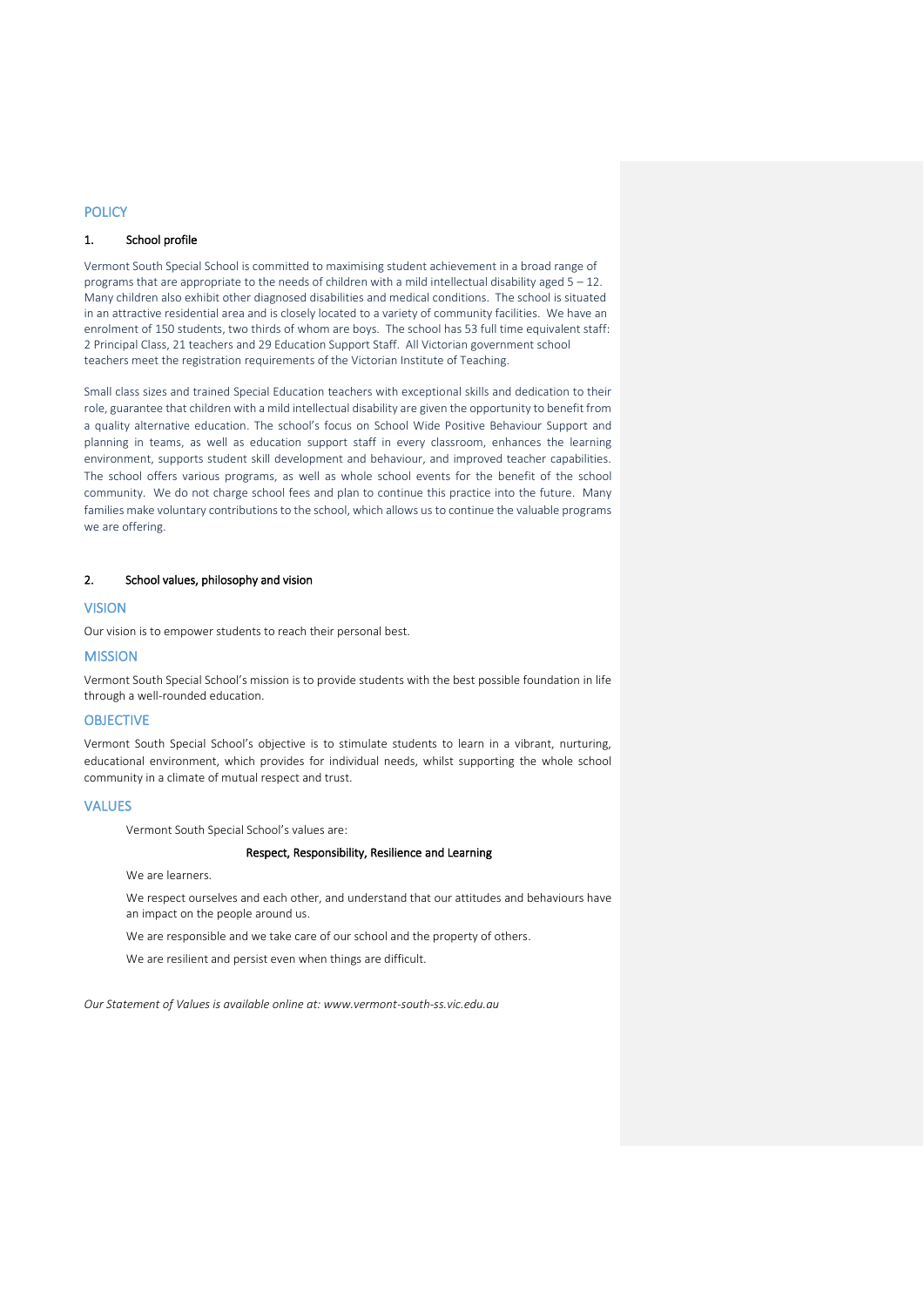## POLICY

### 1. School profile

Vermont South Special School is committed to maximising student achievement in a broad range of programs that are appropriate to the needs of children with a mild intellectual disability aged 5 – 12. Many children also exhibit other diagnosed disabilities and medical conditions. The school is situated in an attractive residential area and is closely located to a variety of community facilities. We have an enrolment of 150 students, two thirds of whom are boys. The school has 53 full time equivalent staff: 2 Principal Class, 21 teachers and 29 Education Support Staff. All Victorian government school teachers meet the registration requirements of the Victorian Institute of Teaching.

Small class sizes and trained Special Education teachers with exceptional skills and dedication to their role, guarantee that children with a mild intellectual disability are given the opportunity to benefit from a quality alternative education. The school's focus on School Wide Positive Behaviour Support and planning in teams, as well as education support staff in every classroom, enhances the learning environment, supports student skill development and behaviour, and improved teacher capabilities. The school offers various programs, as well as whole school events for the benefit of the school community. We do not charge school fees and plan to continue this practice into the future. Many families make voluntary contributions to the school, which allows us to continue the valuable programs we are offering.

### 2. School values, philosophy and vision

## VISION

Our vision is to empower students to reach their personal best.

## MISSION

Vermont South Special School's mission is to provide students with the best possible foundation in life through a well-rounded education.

## OBJECTIVE

Vermont South Special School's objective is to stimulate students to learn in a vibrant, nurturing, educational environment, which provides for individual needs, whilst supporting the whole school community in a climate of mutual respect and trust.

## VALUES

Vermont South Special School's values are:

**Respect, Responsibility, Resilience and Learning**

We are learners.

We respect ourselves and each other, and understand that our attitudes and behaviours have an impact on the people around us.

We are responsible and we take care of our school and the property of others.

We are resilient and persist even when things are difficult.

*Our Statement of Values is available online at: www.vermont-south-ss.vic.edu.au*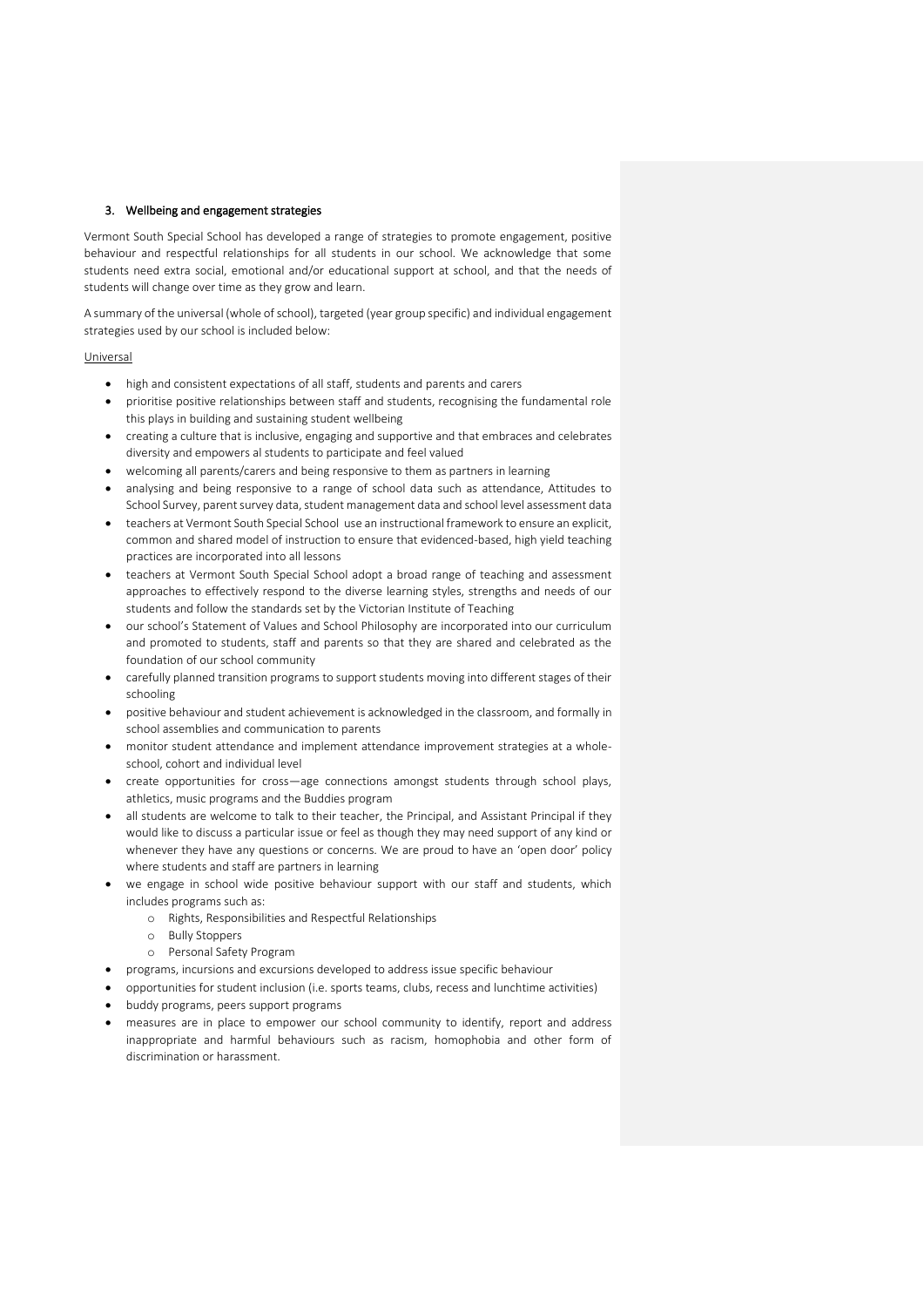### 3. Wellbeing and engagement strategies

Vermont South Special School has developed a range of strategies to promote engagement, positive behaviour and respectful relationships for all students in our school. We acknowledge that some students need extra social, emotional and/or educational support at school, and that the needs of students will change over time as they grow and learn.

A summary of the universal (whole of school), targeted (year group specific) and individual engagement strategies used by our school is included below:

Universal

- high and consistent expectations of all staff, students and parents and carers
- prioritise positive relationships between staff and students, recognising the fundamental role this plays in building and sustaining student wellbeing
- creating a culture that is inclusive, engaging and supportive and that embraces and celebrates diversity and empowers al students to participate and feel valued
- welcoming all parents/carers and being responsive to them as partners in learning
- analysing and being responsive to a range of school data such as attendance, Attitudes to School Survey, parent survey data, student management data and school level assessment data
- teachers at Vermont South Special School use an instructional framework to ensure an explicit, common and shared model of instruction to ensure that evidenced-based, high yield teaching practices are incorporated into all lessons
- teachers at Vermont South Special School adopt a broad range of teaching and assessment approaches to effectively respond to the diverse learning styles, strengths and needs of our students and follow the standards set by the Victorian Institute of Teaching
- our school's Statement of Values and School Philosophy are incorporated into our curriculum and promoted to students, staff and parents so that they are shared and celebrated as the foundation of our school community
- carefully planned transition programs to support students moving into different stages of their schooling
- positive behaviour and student achievement is acknowledged in the classroom, and formally in school assemblies and communication to parents
- monitor student attendance and implement attendance improvement strategies at a whole-school, cohort and individual level
- create opportunities for cross—age connections amongst students through school plays, athletics, music programs and the Buddies program
- all students are welcome to talk to their teacher, the Principal, and Assistant Principal if they would like to discuss a particular issue or feel as though they may need support of any kind or whenever they have any questions or concerns. We are proud to have an 'open door' policy where students and staff are partners in learning
- we engage in school wide positive behaviour support with our staff and students, which includes programs such as:
  - Rights, Responsibilities and Respectful Relationships
  - Bully Stoppers
  - Personal Safety Program
- programs, incursions and excursions developed to address issue specific behaviour
- opportunities for student inclusion (i.e. sports teams, clubs, recess and lunchtime activities)
- buddy programs, peers support programs
- measures are in place to empower our school community to identify, report and address inappropriate and harmful behaviours such as racism, homophobia and other form of discrimination or harassment.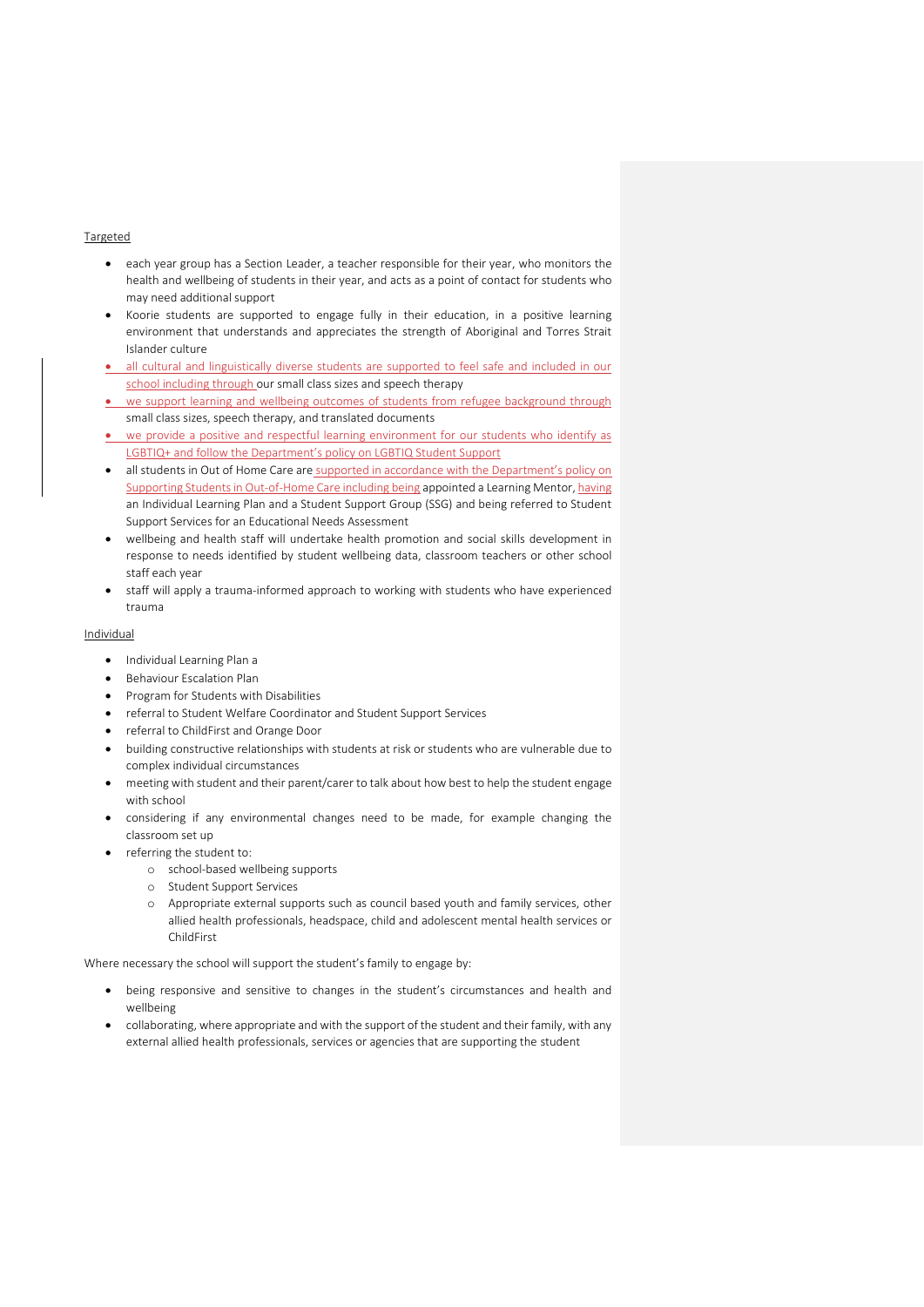Targeted

- each year group has a Section Leader, a teacher responsible for their year, who monitors the health and wellbeing of students in their year, and acts as a point of contact for students who may need additional support
- Koorie students are supported to engage fully in their education, in a positive learning environment that understands and appreciates the strength of Aboriginal and Torres Strait Islander culture
- all cultural and linguistically diverse students are supported to feel safe and included in our school including through our small class sizes and speech therapy
- we support learning and wellbeing outcomes of students from refugee background through small class sizes, speech therapy, and translated documents
- we provide a positive and respectful learning environment for our students who identify as LGBTIQ+ and follow the Department's policy on LGBTIQ Student Support
- all students in Out of Home Care are supported in accordance with the Department's policy on Supporting Students in Out-of-Home Care including being appointed a Learning Mentor, having an Individual Learning Plan and a Student Support Group (SSG) and being referred to Student Support Services for an Educational Needs Assessment
- wellbeing and health staff will undertake health promotion and social skills development in response to needs identified by student wellbeing data, classroom teachers or other school staff each year
- staff will apply a trauma-informed approach to working with students who have experienced trauma

Individual

- Individual Learning Plan a
- Behaviour Escalation Plan
- Program for Students with Disabilities
- referral to Student Welfare Coordinator and Student Support Services
- referral to ChildFirst and Orange Door
- building constructive relationships with students at risk or students who are vulnerable due to complex individual circumstances
- meeting with student and their parent/carer to talk about how best to help the student engage with school
- considering if any environmental changes need to be made, for example changing the classroom set up
- referring the student to:
  - school-based wellbeing supports
  - Student Support Services
  - Appropriate external supports such as council based youth and family services, other allied health professionals, headspace, child and adolescent mental health services or ChildFirst

Where necessary the school will support the student's family to engage by:

- being responsive and sensitive to changes in the student's circumstances and health and wellbeing
- collaborating, where appropriate and with the support of the student and their family, with any external allied health professionals, services or agencies that are supporting the student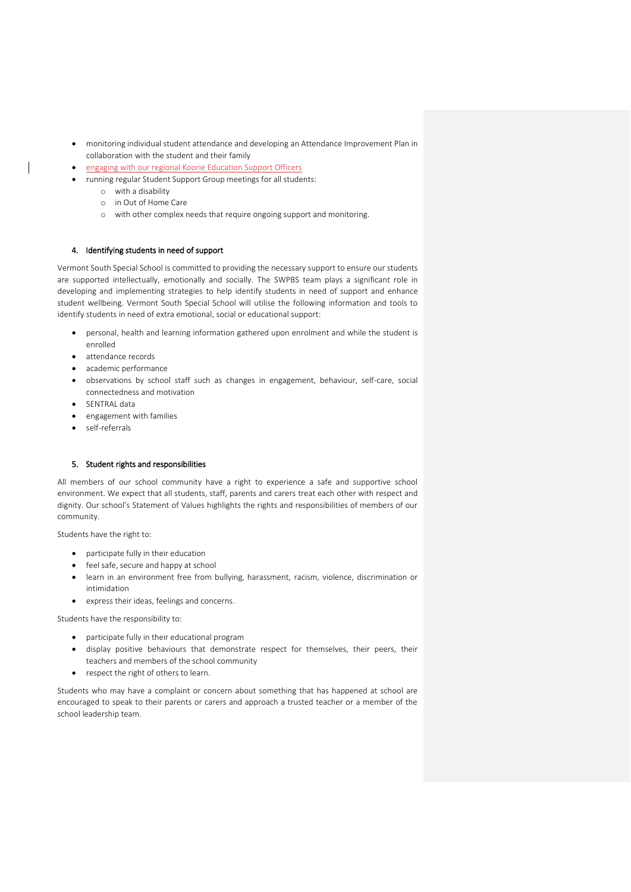- monitoring individual student attendance and developing an Attendance Improvement Plan in collaboration with the student and their family
- engaging with our regional Koorie Education Support Officers
- running regular Student Support Group meetings for all students:
  - with a disability
  - in Out of Home Care
  - with other complex needs that require ongoing support and monitoring.

## 4. Identifying students in need of support

Vermont South Special School is committed to providing the necessary support to ensure our students are supported intellectually, emotionally and socially. The SWPBS team plays a significant role in developing and implementing strategies to help identify students in need of support and enhance student wellbeing. Vermont South Special School will utilise the following information and tools to identify students in need of extra emotional, social or educational support:

- personal, health and learning information gathered upon enrolment and while the student is enrolled
- attendance records
- academic performance
- observations by school staff such as changes in engagement, behaviour, self-care, social connectedness and motivation
- SENTRAL data
- engagement with families
- self-referrals

## 5. Student rights and responsibilities

All members of our school community have a right to experience a safe and supportive school environment. We expect that all students, staff, parents and carers treat each other with respect and dignity. Our school's Statement of Values highlights the rights and responsibilities of members of our community.

Students have the right to:

- participate fully in their education
- feel safe, secure and happy at school
- learn in an environment free from bullying, harassment, racism, violence, discrimination or intimidation
- express their ideas, feelings and concerns.

Students have the responsibility to:

- participate fully in their educational program
- display positive behaviours that demonstrate respect for themselves, their peers, their teachers and members of the school community
- respect the right of others to learn.

Students who may have a complaint or concern about something that has happened at school are encouraged to speak to their parents or carers and approach a trusted teacher or a member of the school leadership team.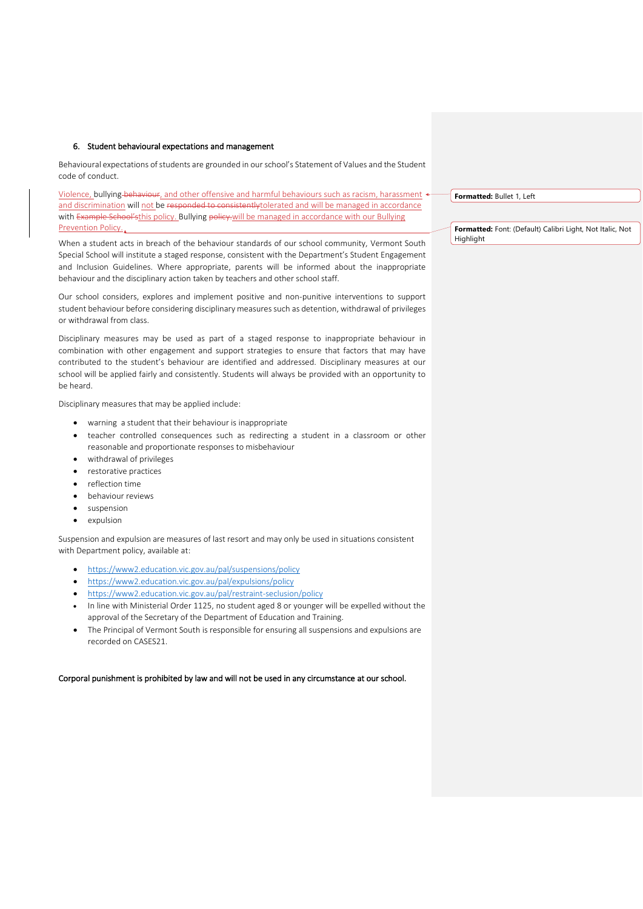## 6. Student behavioural expectations and management

Behavioural expectations of students are grounded in our school's Statement of Values and the Student code of conduct.

Violence, bullying ~~behaviour~~, and other offensive and harmful behaviours such as racism, harassment and discrimination will not be ~~responded to consistently~~tolerated and will be managed in accordance with ~~Example School's~~this policy. Bullying ~~policy~~ will be managed in accordance with our Bullying Prevention Policy.

When a student acts in breach of the behaviour standards of our school community, Vermont South Special School will institute a staged response, consistent with the Department's Student Engagement and Inclusion Guidelines. Where appropriate, parents will be informed about the inappropriate behaviour and the disciplinary action taken by teachers and other school staff.

Our school considers, explores and implement positive and non-punitive interventions to support student behaviour before considering disciplinary measures such as detention, withdrawal of privileges or withdrawal from class.

Disciplinary measures may be used as part of a staged response to inappropriate behaviour in combination with other engagement and support strategies to ensure that factors that may have contributed to the student's behaviour are identified and addressed. Disciplinary measures at our school will be applied fairly and consistently. Students will always be provided with an opportunity to be heard.

Disciplinary measures that may be applied include:

- warning a student that their behaviour is inappropriate
- teacher controlled consequences such as redirecting a student in a classroom or other reasonable and proportionate responses to misbehaviour
- withdrawal of privileges
- restorative practices
- reflection time
- behaviour reviews
- suspension
- expulsion

Suspension and expulsion are measures of last resort and may only be used in situations consistent with Department policy, available at:

- https://www2.education.vic.gov.au/pal/suspensions/policy
- https://www2.education.vic.gov.au/pal/expulsions/policy
- https://www2.education.vic.gov.au/pal/restraint-seclusion/policy
- In line with Ministerial Order 1125, no student aged 8 or younger will be expelled without the approval of the Secretary of the Department of Education and Training.
- The Principal of Vermont South is responsible for ensuring all suspensions and expulsions are recorded on CASES21.

Corporal punishment is prohibited by law and will not be used in any circumstance at our school.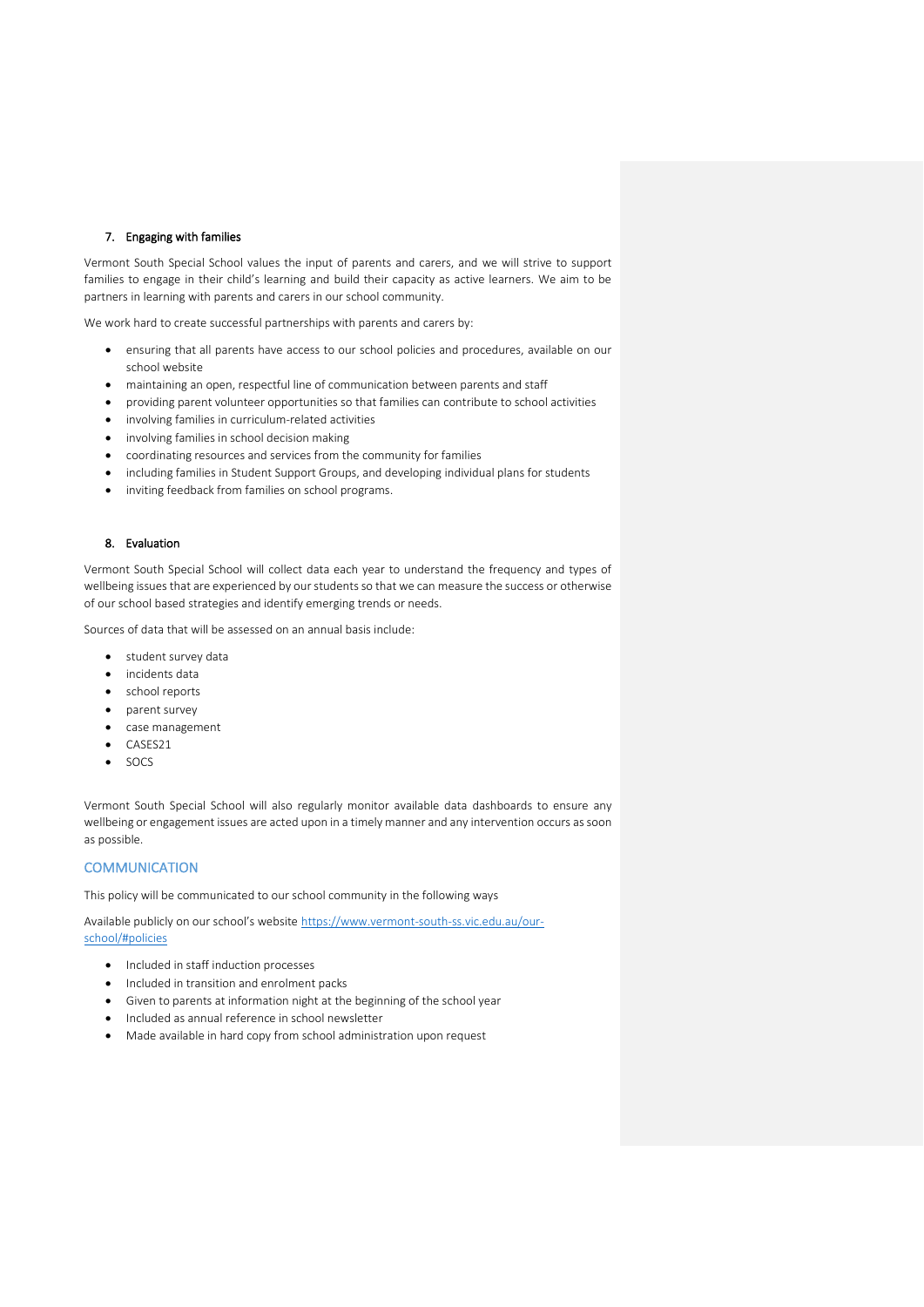### 7. Engaging with families

Vermont South Special School values the input of parents and carers, and we will strive to support families to engage in their child's learning and build their capacity as active learners. We aim to be partners in learning with parents and carers in our school community.

We work hard to create successful partnerships with parents and carers by:

- ensuring that all parents have access to our school policies and procedures, available on our school website
- maintaining an open, respectful line of communication between parents and staff
- providing parent volunteer opportunities so that families can contribute to school activities
- involving families in curriculum-related activities
- involving families in school decision making
- coordinating resources and services from the community for families
- including families in Student Support Groups, and developing individual plans for students
- inviting feedback from families on school programs.

### 8. Evaluation

Vermont South Special School will collect data each year to understand the frequency and types of wellbeing issues that are experienced by our students so that we can measure the success or otherwise of our school based strategies and identify emerging trends or needs.

Sources of data that will be assessed on an annual basis include:

- student survey data
- incidents data
- school reports
- parent survey
- case management
- CASES21
- SOCS

Vermont South Special School will also regularly monitor available data dashboards to ensure any wellbeing or engagement issues are acted upon in a timely manner and any intervention occurs as soon as possible.

## COMMUNICATION

This policy will be communicated to our school community in the following ways

Available publicly on our school's website [https://www.vermont-south-ss.vic.edu.au/our-school/#policies](https://www.vermont-south-ss.vic.edu.au/our-school/#policies)

- Included in staff induction processes
- Included in transition and enrolment packs
- Given to parents at information night at the beginning of the school year
- Included as annual reference in school newsletter
- Made available in hard copy from school administration upon request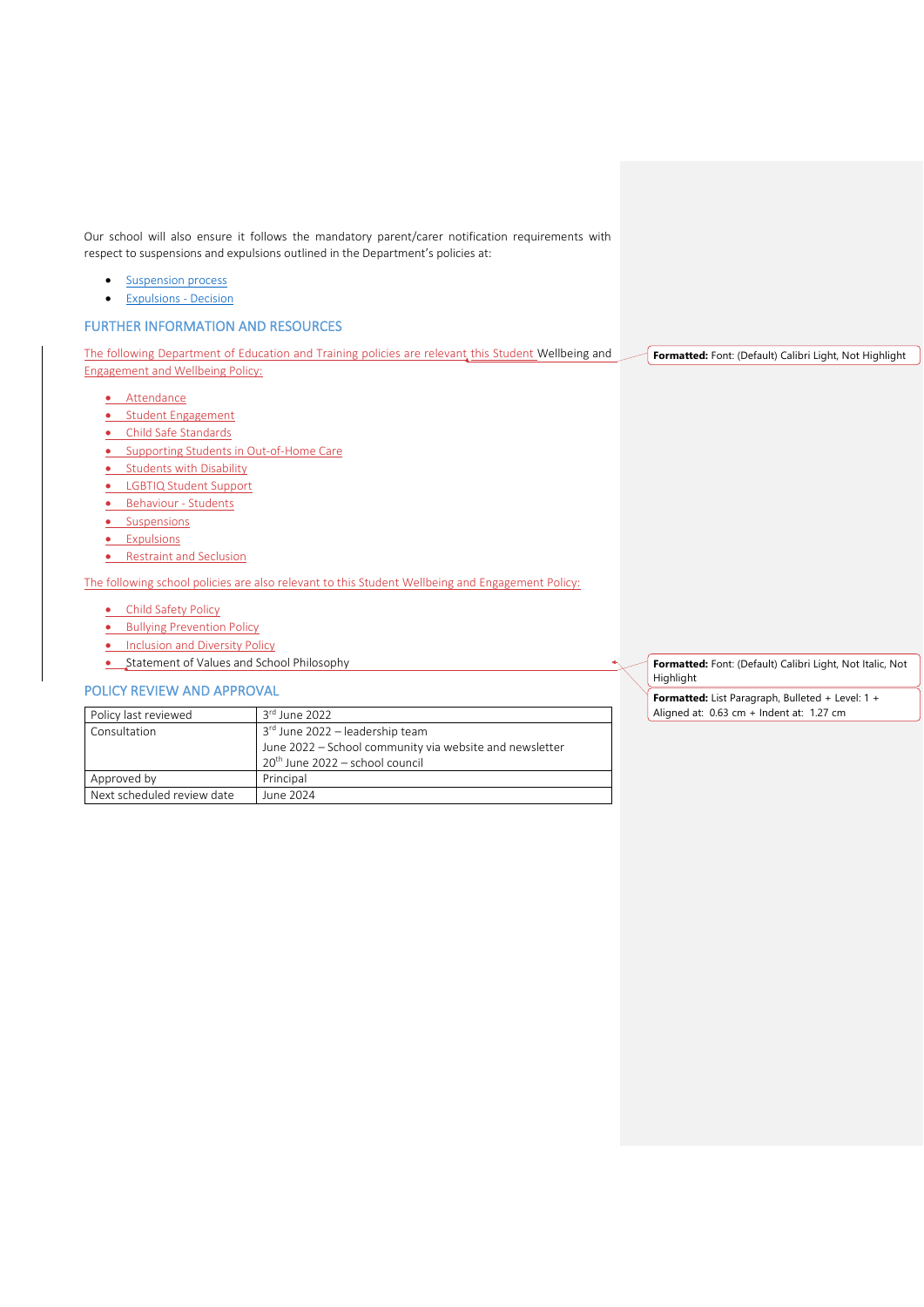Our school will also ensure it follows the mandatory parent/carer notification requirements with respect to suspensions and expulsions outlined in the Department's policies at:

- Suspension process
- Expulsions - Decision

## FURTHER INFORMATION AND RESOURCES

The following Department of Education and Training policies are relevant this Student Wellbeing and Engagement and Wellbeing Policy:

- Attendance
- Student Engagement
- Child Safe Standards
- Supporting Students in Out-of-Home Care
- Students with Disability
- LGBTIQ Student Support
- Behaviour - Students
- Suspensions
- Expulsions
- Restraint and Seclusion

The following school policies are also relevant to this Student Wellbeing and Engagement Policy:

- Child Safety Policy
- Bullying Prevention Policy
- Inclusion and Diversity Policy
- Statement of Values and School Philosophy

## POLICY REVIEW AND APPROVAL

| | |
|---|---|
| Policy last reviewed | 3rd June 2022 |
| Consultation | 3rd June 2022 – leadership team<br>June 2022 – School community via website and newsletter<br>20th June 2022 – school council |
| Approved by | Principal |
| Next scheduled review date | June 2024 |